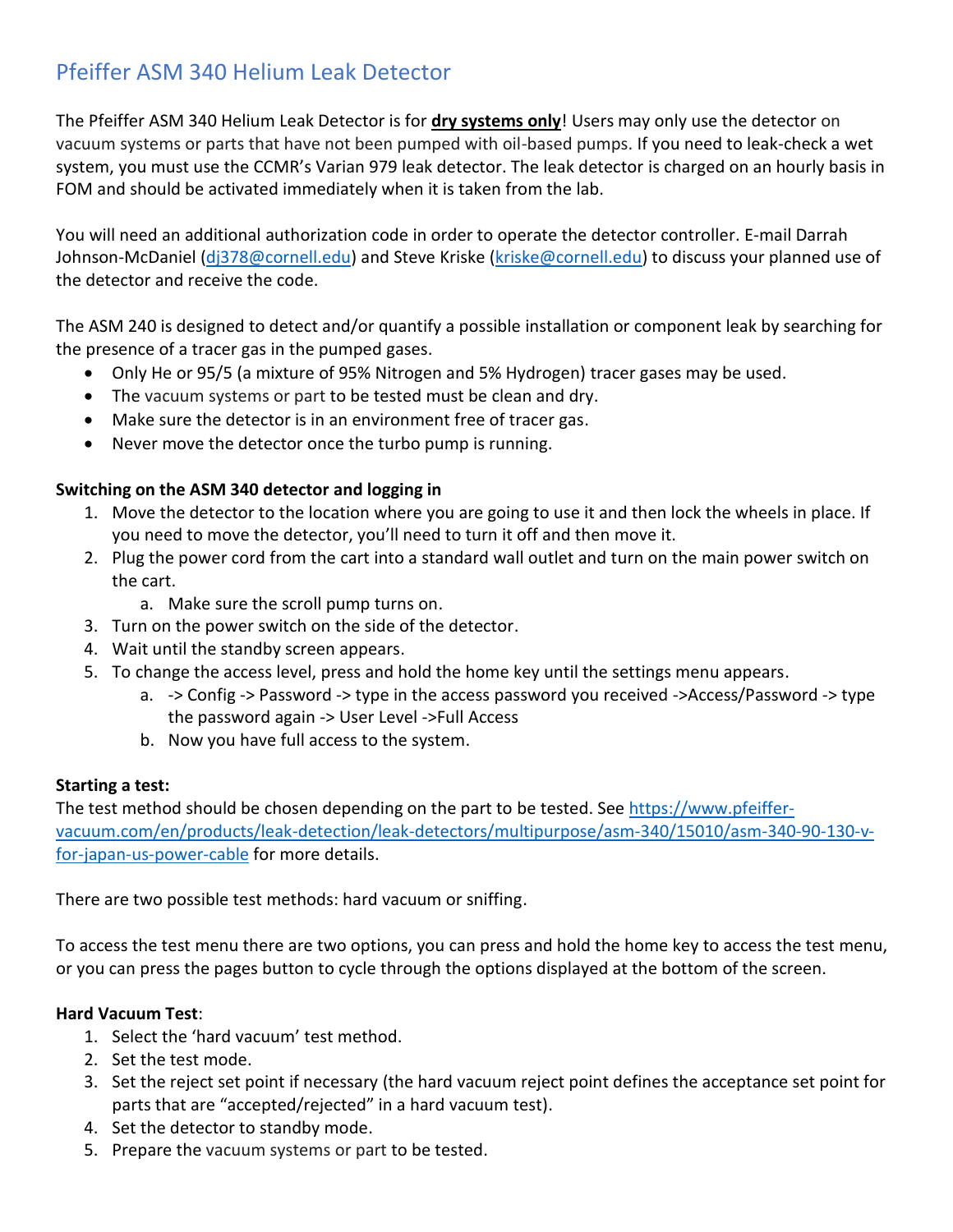# Pfeiffer ASM 340 Helium Leak Detector

The Pfeiffer ASM 340 Helium Leak Detector is for **dry systems only**! Users may only use the detector on vacuum systems or parts that have not been pumped with oil-based pumps. If you need to leak-check a wet system, you must use the CCMR's Varian 979 leak detector. The leak detector is charged on an hourly basis in FOM and should be activated immediately when it is taken from the lab.

You will need an additional authorization code in order to operate the detector controller. E-mail Darrah Johnson-McDaniel (dj378@cornell.edu) and Steve Kriske (kriske@cornell.edu) to discuss your planned use of the detector and receive the code.

The ASM 240 is designed to detect and/or quantify a possible installation or component leak by searching for the presence of a tracer gas in the pumped gases.

- Only He or 95/5 (a mixture of 95% Nitrogen and 5% Hydrogen) tracer gases may be used.
- The vacuum systems or part to be tested must be clean and dry.
- Make sure the detector is in an environment free of tracer gas.
- Never move the detector once the turbo pump is running.

**Switching on the ASM 340 detector and logging in**

1. Move the detector to the location where you are going to use it and then lock the wheels in place. If you need to move the detector, you'll need to turn it off and then move it.
2. Plug the power cord from the cart into a standard wall outlet and turn on the main power switch on the cart.
   a. Make sure the scroll pump turns on.
3. Turn on the power switch on the side of the detector.
4. Wait until the standby screen appears.
5. To change the access level, press and hold the home key until the settings menu appears.
   a. -> Config -> Password -> type in the access password you received ->Access/Password -> type the password again -> User Level ->Full Access
   b. Now you have full access to the system.

**Starting a test:**

The test method should be chosen depending on the part to be tested. See https://www.pfeiffer-vacuum.com/en/products/leak-detection/leak-detectors/multipurpose/asm-340/15010/asm-340-90-130-v-for-japan-us-power-cable for more details.

There are two possible test methods: hard vacuum or sniffing.

To access the test menu there are two options, you can press and hold the home key to access the test menu, or you can press the pages button to cycle through the options displayed at the bottom of the screen.

**Hard Vacuum Test**:

1. Select the 'hard vacuum' test method.
2. Set the test mode.
3. Set the reject set point if necessary (the hard vacuum reject point defines the acceptance set point for parts that are "accepted/rejected" in a hard vacuum test).
4. Set the detector to standby mode.
5. Prepare the vacuum systems or part to be tested.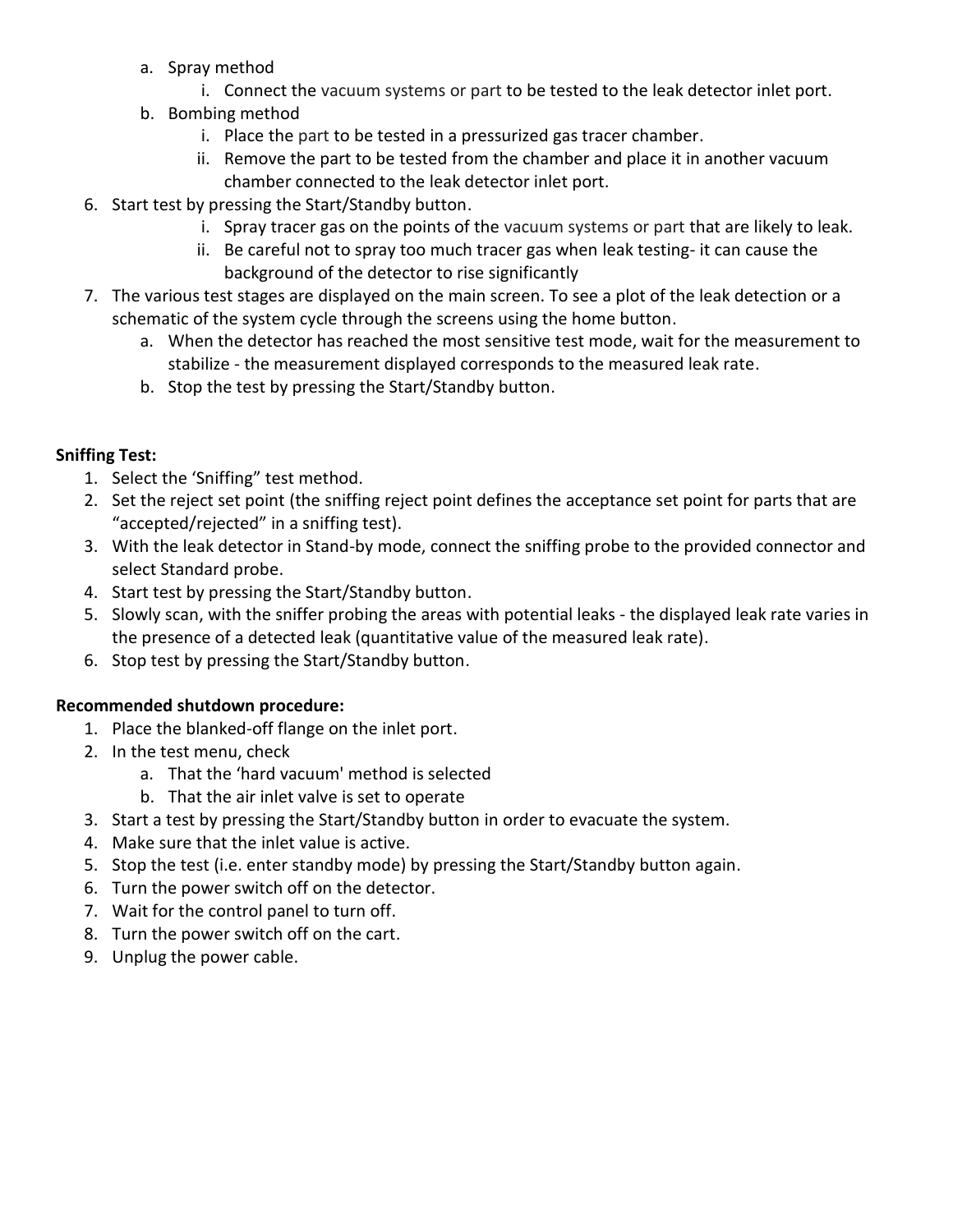a. Spray method
      i. Connect the vacuum systems or part to be tested to the leak detector inlet port.
   b. Bombing method
      i. Place the part to be tested in a pressurized gas tracer chamber.
      ii. Remove the part to be tested from the chamber and place it in another vacuum chamber connected to the leak detector inlet port.
6. Start test by pressing the Start/Standby button.
      i. Spray tracer gas on the points of the vacuum systems or part that are likely to leak.
      ii. Be careful not to spray too much tracer gas when leak testing- it can cause the background of the detector to rise significantly
7. The various test stages are displayed on the main screen. To see a plot of the leak detection or a schematic of the system cycle through the screens using the home button.
   a. When the detector has reached the most sensitive test mode, wait for the measurement to stabilize - the measurement displayed corresponds to the measured leak rate.
   b. Stop the test by pressing the Start/Standby button.

**Sniffing Test:**

1. Select the 'Sniffing" test method.
2. Set the reject set point (the sniffing reject point defines the acceptance set point for parts that are "accepted/rejected" in a sniffing test).
3. With the leak detector in Stand-by mode, connect the sniffing probe to the provided connector and select Standard probe.
4. Start test by pressing the Start/Standby button.
5. Slowly scan, with the sniffer probing the areas with potential leaks - the displayed leak rate varies in the presence of a detected leak (quantitative value of the measured leak rate).
6. Stop test by pressing the Start/Standby button.

**Recommended shutdown procedure:**

1. Place the blanked-off flange on the inlet port.
2. In the test menu, check
   a. That the 'hard vacuum' method is selected
   b. That the air inlet valve is set to operate
3. Start a test by pressing the Start/Standby button in order to evacuate the system.
4. Make sure that the inlet value is active.
5. Stop the test (i.e. enter standby mode) by pressing the Start/Standby button again.
6. Turn the power switch off on the detector.
7. Wait for the control panel to turn off.
8. Turn the power switch off on the cart.
9. Unplug the power cable.